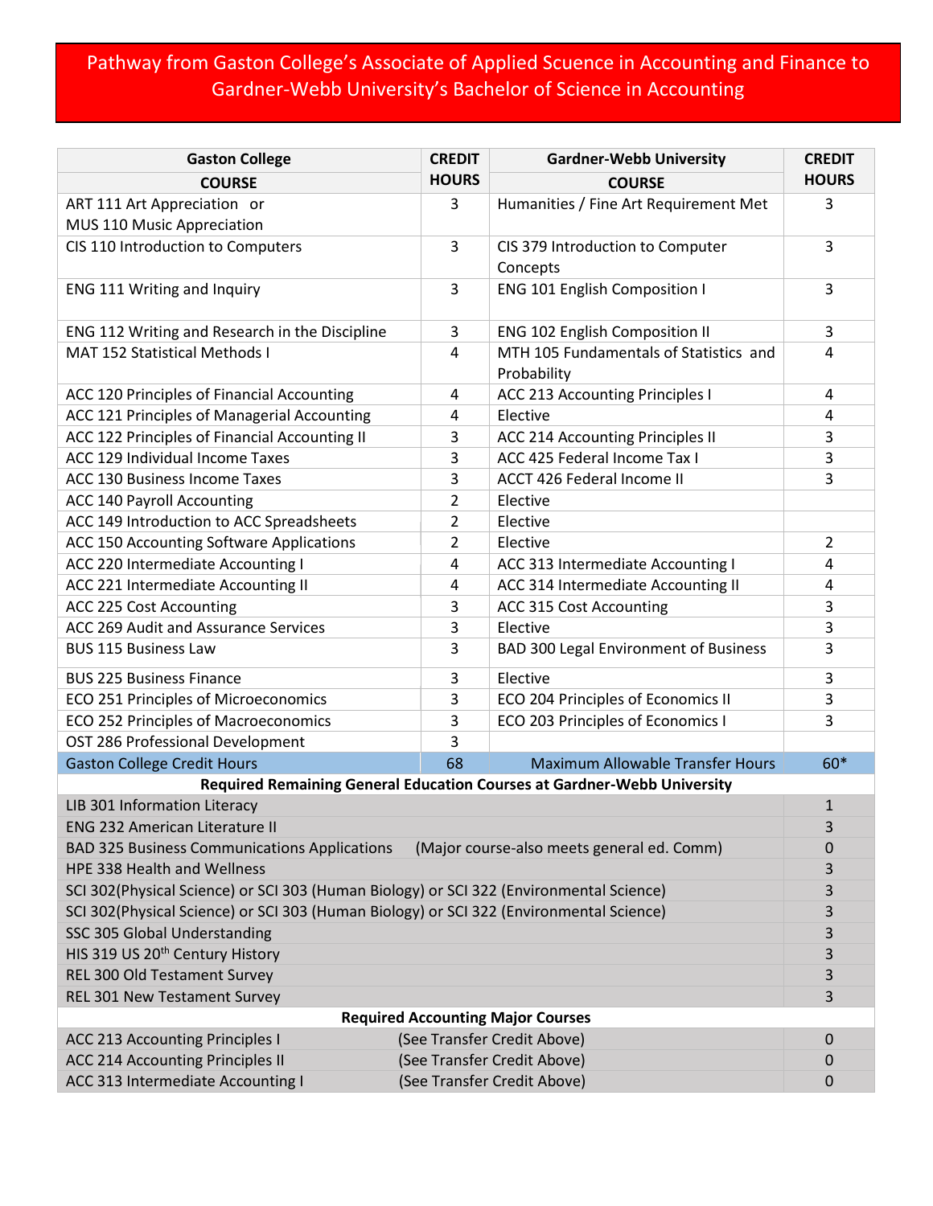# Pathway from Gaston College's Associate of Applied Scuence in Accounting and Finance to Gardner-Webb University's Bachelor of Science in Accounting

| Gaston College COURSE | CREDIT HOURS | Gardner-Webb University COURSE | CREDIT HOURS |
|---|---|---|---|
| ART 111 Art Appreciation or MUS 110 Music Appreciation | 3 | Humanities / Fine Art Requirement Met | 3 |
| CIS 110 Introduction to Computers | 3 | CIS 379 Introduction to Computer Concepts | 3 |
| ENG 111 Writing and Inquiry | 3 | ENG 101 English Composition I | 3 |
| ENG 112 Writing and Research in the Discipline | 3 | ENG 102 English Composition II | 3 |
| MAT 152 Statistical Methods I | 4 | MTH 105 Fundamentals of Statistics and Probability | 4 |
| ACC 120 Principles of Financial Accounting | 4 | ACC 213 Accounting Principles I | 4 |
| ACC 121 Principles of Managerial Accounting | 4 | Elective | 4 |
| ACC 122 Principles of Financial Accounting II | 3 | ACC 214 Accounting Principles II | 3 |
| ACC 129 Individual Income Taxes | 3 | ACC 425 Federal Income Tax I | 3 |
| ACC 130 Business Income Taxes | 3 | ACCT 426 Federal Income II | 3 |
| ACC 140 Payroll Accounting | 2 | Elective | |
| ACC 149 Introduction to ACC Spreadsheets | 2 | Elective | |
| ACC 150 Accounting Software Applications | 2 | Elective | 2 |
| ACC 220 Intermediate Accounting I | 4 | ACC 313 Intermediate Accounting I | 4 |
| ACC 221 Intermediate Accounting II | 4 | ACC 314 Intermediate Accounting II | 4 |
| ACC 225 Cost Accounting | 3 | ACC 315 Cost Accounting | 3 |
| ACC 269 Audit and Assurance Services | 3 | Elective | 3 |
| BUS 115 Business Law | 3 | BAD 300 Legal Environment of Business | 3 |
| BUS 225 Business Finance | 3 | Elective | 3 |
| ECO 251 Principles of Microeconomics | 3 | ECO 204 Principles of Economics II | 3 |
| ECO 252 Principles of Macroeconomics | 3 | ECO 203 Principles of Economics I | 3 |
| OST 286 Professional Development | 3 | | |
| Gaston College Credit Hours | 68 | Maximum Allowable Transfer Hours | 60* |

**Required Remaining General Education Courses at Gardner-Webb University**

| Course | Credit Hours |
|---|---|
| LIB 301 Information Literacy | 1 |
| ENG 232 American Literature II | 3 |
| BAD 325 Business Communications Applications (Major course-also meets general ed. Comm) | 0 |
| HPE 338 Health and Wellness | 3 |
| SCI 302(Physical Science) or SCI 303 (Human Biology) or SCI 322 (Environmental Science) | 3 |
| SCI 302(Physical Science) or SCI 303 (Human Biology) or SCI 322 (Environmental Science) | 3 |
| SSC 305 Global Understanding | 3 |
| HIS 319 US 20th Century History | 3 |
| REL 300 Old Testament Survey | 3 |
| REL 301 New Testament Survey | 3 |

**Required Accounting Major Courses**

| Course | Credit Hours |
|---|---|
| ACC 213 Accounting Principles I (See Transfer Credit Above) | 0 |
| ACC 214 Accounting Principles II (See Transfer Credit Above) | 0 |
| ACC 313 Intermediate Accounting I (See Transfer Credit Above) | 0 |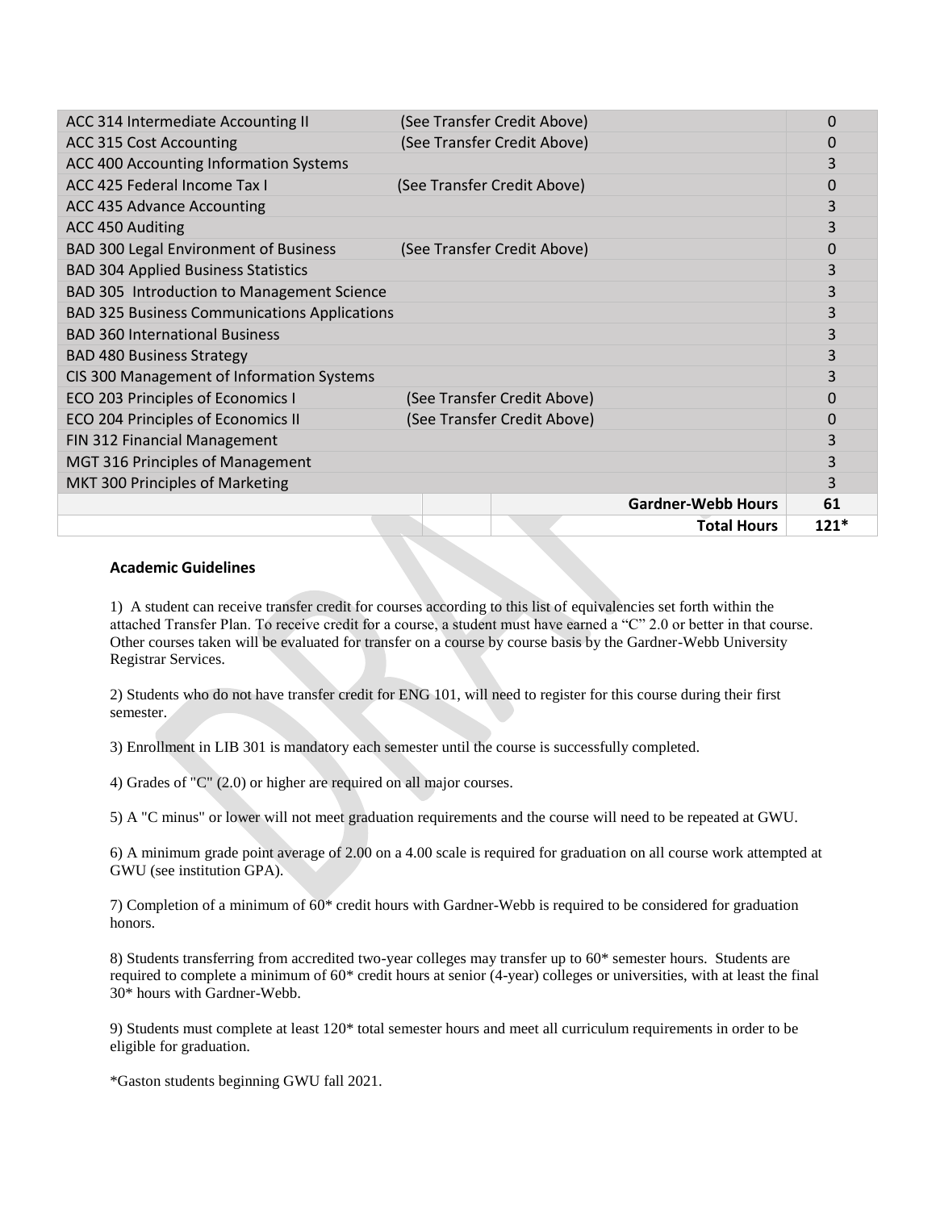| | | |
|---|---|---|
| ACC 314 Intermediate Accounting II | (See Transfer Credit Above) | 0 |
| ACC 315 Cost Accounting | (See Transfer Credit Above) | 0 |
| ACC 400 Accounting Information Systems | | 3 |
| ACC 425 Federal Income Tax I | (See Transfer Credit Above) | 0 |
| ACC 435 Advance Accounting | | 3 |
| ACC 450 Auditing | | 3 |
| BAD 300 Legal Environment of Business | (See Transfer Credit Above) | 0 |
| BAD 304 Applied Business Statistics | | 3 |
| BAD 305 Introduction to Management Science | | 3 |
| BAD 325 Business Communications Applications | | 3 |
| BAD 360 International Business | | 3 |
| BAD 480 Business Strategy | | 3 |
| CIS 300 Management of Information Systems | | 3 |
| ECO 203 Principles of Economics I | (See Transfer Credit Above) | 0 |
| ECO 204 Principles of Economics II | (See Transfer Credit Above) | 0 |
| FIN 312 Financial Management | | 3 |
| MGT 316 Principles of Management | | 3 |
| MKT 300 Principles of Marketing | | 3 |
| | **Gardner-Webb Hours** | **61** |
| | **Total Hours** | **121*** |

**Academic Guidelines**

1) A student can receive transfer credit for courses according to this list of equivalencies set forth within the attached Transfer Plan. To receive credit for a course, a student must have earned a "C" 2.0 or better in that course. Other courses taken will be evaluated for transfer on a course by course basis by the Gardner-Webb University Registrar Services.

2) Students who do not have transfer credit for ENG 101, will need to register for this course during their first semester.

3) Enrollment in LIB 301 is mandatory each semester until the course is successfully completed.

4) Grades of "C" (2.0) or higher are required on all major courses.

5) A "C minus" or lower will not meet graduation requirements and the course will need to be repeated at GWU.

6) A minimum grade point average of 2.00 on a 4.00 scale is required for graduation on all course work attempted at GWU (see institution GPA).

7) Completion of a minimum of 60* credit hours with Gardner-Webb is required to be considered for graduation honors.

8) Students transferring from accredited two-year colleges may transfer up to 60* semester hours. Students are required to complete a minimum of 60* credit hours at senior (4-year) colleges or universities, with at least the final 30* hours with Gardner-Webb.

9) Students must complete at least 120* total semester hours and meet all curriculum requirements in order to be eligible for graduation.

*Gaston students beginning GWU fall 2021.